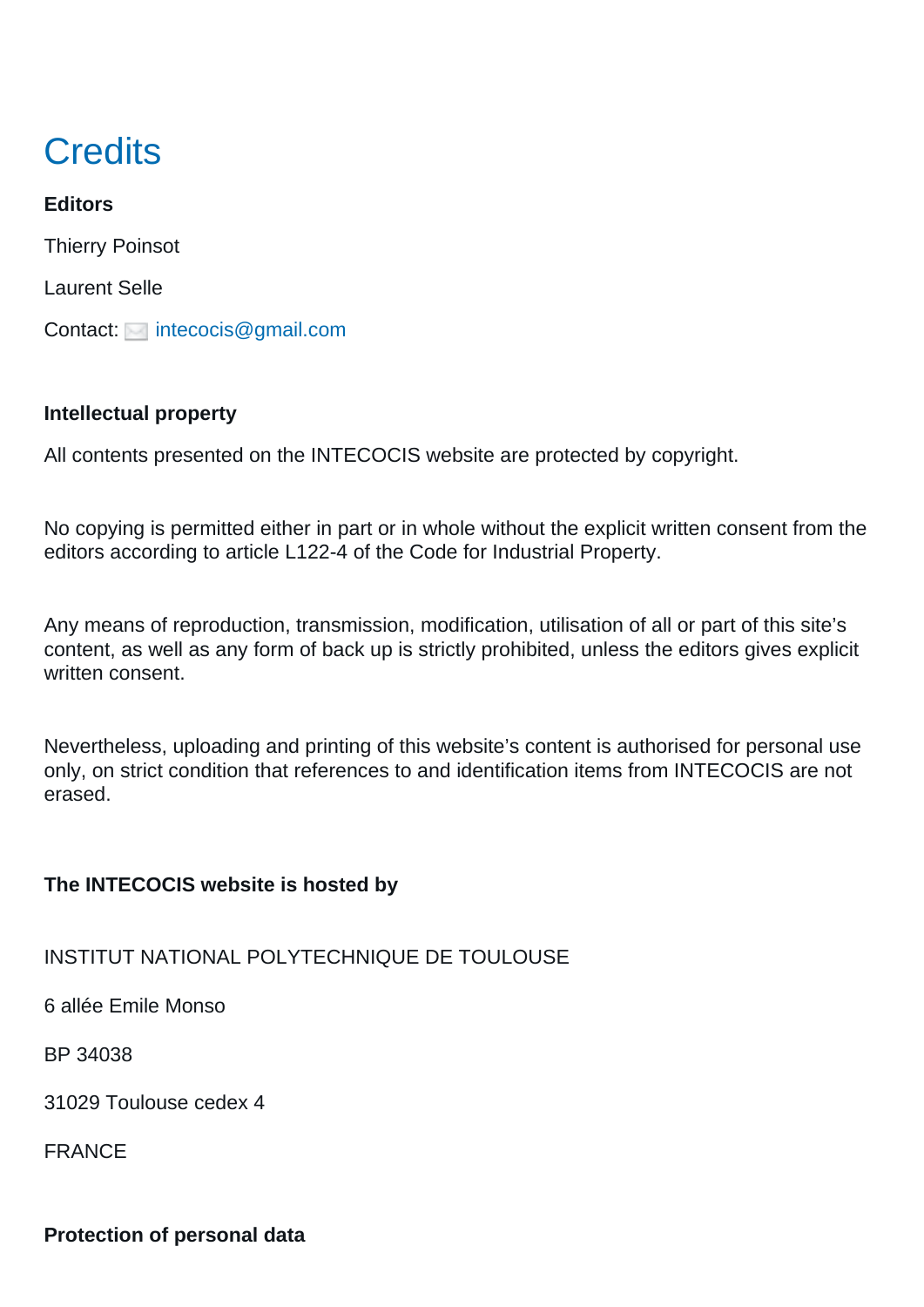# Credits

**Editors**

Thierry Poinsot

Laurent Selle

Contact: intecocis@gmail.com

**Intellectual property**

All contents presented on the INTECOCIS website are protected by copyright.

No copying is permitted either in part or in whole without the explicit written consent from the editors according to article L122-4 of the Code for Industrial Property.

Any means of reproduction, transmission, modification, utilisation of all or part of this site's content, as well as any form of back up is strictly prohibited, unless the editors gives explicit written consent.

Nevertheless, uploading and printing of this website's content is authorised for personal use only, on strict condition that references to and identification items from INTECOCIS are not erased.

**The INTECOCIS website is hosted by**

INSTITUT NATIONAL POLYTECHNIQUE DE TOULOUSE

6 allée Emile Monso

BP 34038

31029 Toulouse cedex 4

FRANCE

**Protection of personal data**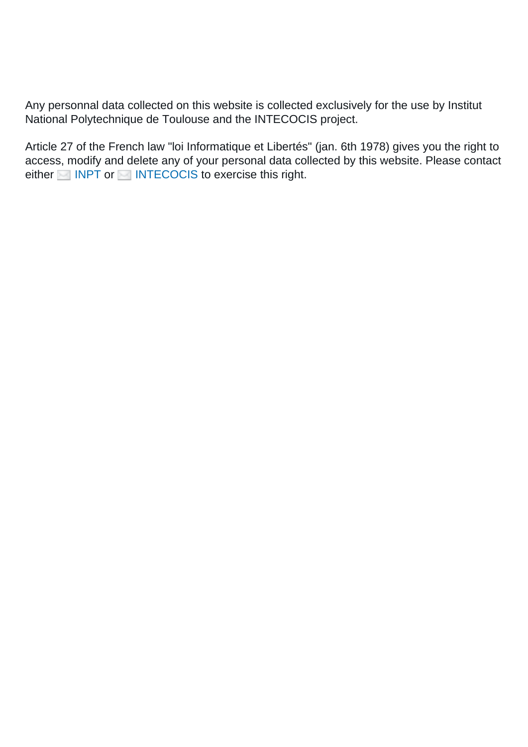Any personnal data collected on this website is collected exclusively for the use by Institut National Polytechnique de Toulouse and the INTECOCIS project.

Article 27 of the French law "loi Informatique et Libertés" (jan. 6th 1978) gives you the right to access, modify and delete any of your personal data collected by this website. Please contact either INPT or INTECOCIS to exercise this right.